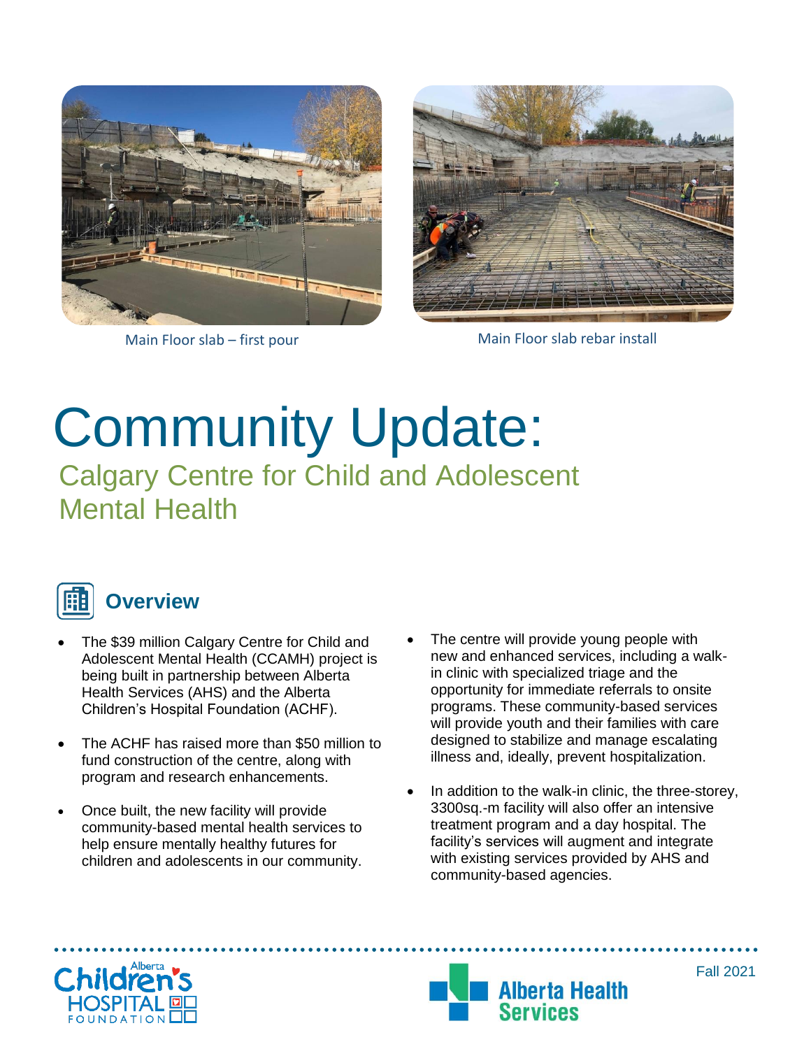Main Floor slab – first pour

Main Floor slab rebar install

# Community Update:

## Calgary Centre for Child and Adolescent Mental Health

### Overview

- The $39 million Calgary Centre for Child and Adolescent Mental Health (CCAMH) project is being built in partnership between Alberta Health Services (AHS) and the Alberta Children's Hospital Foundation (ACHF).

- The ACHF has raised more than $50 million to fund construction of the centre, along with program and research enhancements.

- Once built, the new facility will provide community-based mental health services to help ensure mentally healthy futures for children and adolescents in our community.

- The centre will provide young people with new and enhanced services, including a walk-in clinic with specialized triage and the opportunity for immediate referrals to onsite programs. These community-based services will provide youth and their families with care designed to stabilize and manage escalating illness and, ideally, prevent hospitalization.

- In addition to the walk-in clinic, the three-storey, 3300sq.-m facility will also offer an intensive treatment program and a day hospital. The facility's services will augment and integrate with existing services provided by AHS and community-based agencies.

Fall 2021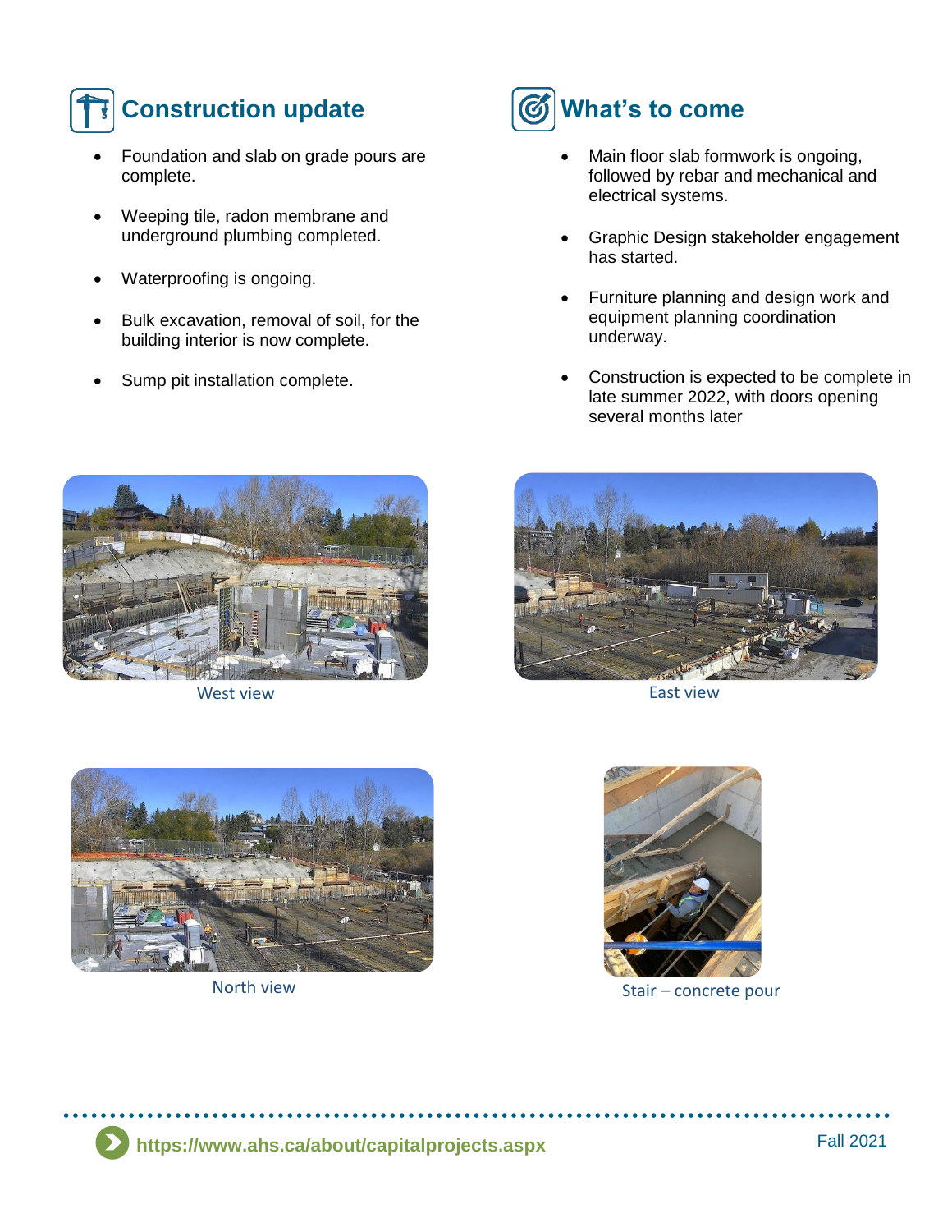## Construction update

- Foundation and slab on grade pours are complete.
- Weeping tile, radon membrane and underground plumbing completed.
- Waterproofing is ongoing.
- Bulk excavation, removal of soil, for the building interior is now complete.
- Sump pit installation complete.

## What's to come

- Main floor slab formwork is ongoing, followed by rebar and mechanical and electrical systems.
- Graphic Design stakeholder engagement has started.
- Furniture planning and design work and equipment planning coordination underway.
- Construction is expected to be complete in late summer 2022, with doors opening several months later

West view

East view

North view

Stair – concrete pour

**https://www.ahs.ca/about/capitalprojects.aspx**

Fall 2021